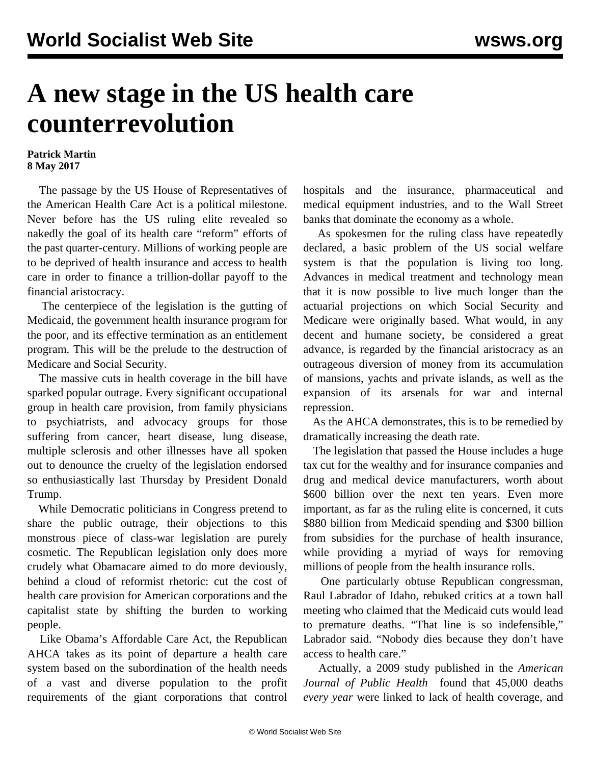# A new stage in the US health care counterrevolution

**Patrick Martin**
**8 May 2017**

The passage by the US House of Representatives of the American Health Care Act is a political milestone. Never before has the US ruling elite revealed so nakedly the goal of its health care "reform" efforts of the past quarter-century. Millions of working people are to be deprived of health insurance and access to health care in order to finance a trillion-dollar payoff to the financial aristocracy.

The centerpiece of the legislation is the gutting of Medicaid, the government health insurance program for the poor, and its effective termination as an entitlement program. This will be the prelude to the destruction of Medicare and Social Security.

The massive cuts in health coverage in the bill have sparked popular outrage. Every significant occupational group in health care provision, from family physicians to psychiatrists, and advocacy groups for those suffering from cancer, heart disease, lung disease, multiple sclerosis and other illnesses have all spoken out to denounce the cruelty of the legislation endorsed so enthusiastically last Thursday by President Donald Trump.

While Democratic politicians in Congress pretend to share the public outrage, their objections to this monstrous piece of class-war legislation are purely cosmetic. The Republican legislation only does more crudely what Obamacare aimed to do more deviously, behind a cloud of reformist rhetoric: cut the cost of health care provision for American corporations and the capitalist state by shifting the burden to working people.

Like Obama's Affordable Care Act, the Republican AHCA takes as its point of departure a health care system based on the subordination of the health needs of a vast and diverse population to the profit requirements of the giant corporations that control hospitals and the insurance, pharmaceutical and medical equipment industries, and to the Wall Street banks that dominate the economy as a whole.

As spokesmen for the ruling class have repeatedly declared, a basic problem of the US social welfare system is that the population is living too long. Advances in medical treatment and technology mean that it is now possible to live much longer than the actuarial projections on which Social Security and Medicare were originally based. What would, in any decent and humane society, be considered a great advance, is regarded by the financial aristocracy as an outrageous diversion of money from its accumulation of mansions, yachts and private islands, as well as the expansion of its arsenals for war and internal repression.

As the AHCA demonstrates, this is to be remedied by dramatically increasing the death rate.

The legislation that passed the House includes a huge tax cut for the wealthy and for insurance companies and drug and medical device manufacturers, worth about $600 billion over the next ten years. Even more important, as far as the ruling elite is concerned, it cuts $880 billion from Medicaid spending and $300 billion from subsidies for the purchase of health insurance, while providing a myriad of ways for removing millions of people from the health insurance rolls.

One particularly obtuse Republican congressman, Raul Labrador of Idaho, rebuked critics at a town hall meeting who claimed that the Medicaid cuts would lead to premature deaths. "That line is so indefensible," Labrador said. "Nobody dies because they don't have access to health care."

Actually, a 2009 study published in the *American Journal of Public Health* found that 45,000 deaths *every year* were linked to lack of health coverage, and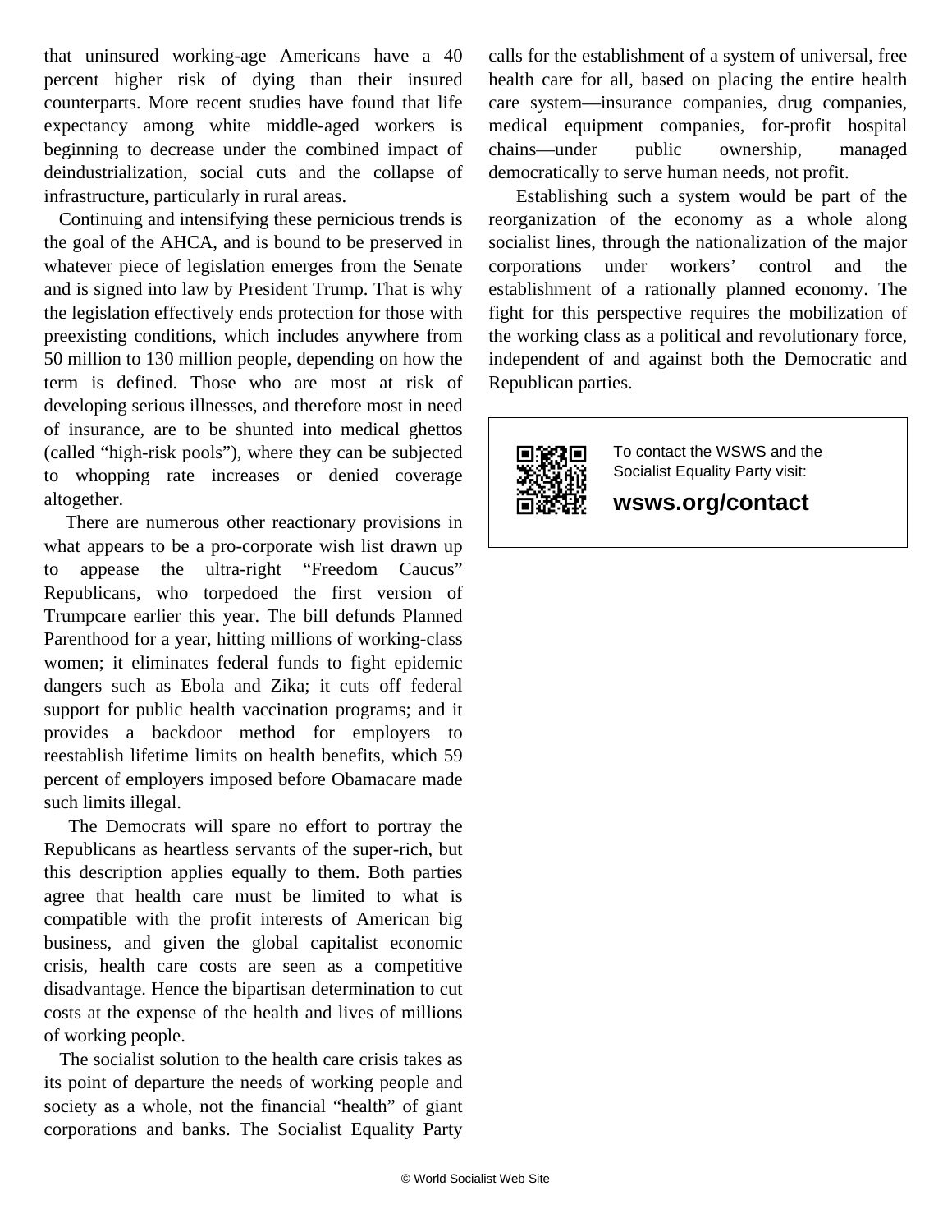that uninsured working-age Americans have a 40 percent higher risk of dying than their insured counterparts. More recent studies have found that life expectancy among white middle-aged workers is beginning to decrease under the combined impact of deindustrialization, social cuts and the collapse of infrastructure, particularly in rural areas.

Continuing and intensifying these pernicious trends is the goal of the AHCA, and is bound to be preserved in whatever piece of legislation emerges from the Senate and is signed into law by President Trump. That is why the legislation effectively ends protection for those with preexisting conditions, which includes anywhere from 50 million to 130 million people, depending on how the term is defined. Those who are most at risk of developing serious illnesses, and therefore most in need of insurance, are to be shunted into medical ghettos (called "high-risk pools"), where they can be subjected to whopping rate increases or denied coverage altogether.

There are numerous other reactionary provisions in what appears to be a pro-corporate wish list drawn up to appease the ultra-right "Freedom Caucus" Republicans, who torpedoed the first version of Trumpcare earlier this year. The bill defunds Planned Parenthood for a year, hitting millions of working-class women; it eliminates federal funds to fight epidemic dangers such as Ebola and Zika; it cuts off federal support for public health vaccination programs; and it provides a backdoor method for employers to reestablish lifetime limits on health benefits, which 59 percent of employers imposed before Obamacare made such limits illegal.

The Democrats will spare no effort to portray the Republicans as heartless servants of the super-rich, but this description applies equally to them. Both parties agree that health care must be limited to what is compatible with the profit interests of American big business, and given the global capitalist economic crisis, health care costs are seen as a competitive disadvantage. Hence the bipartisan determination to cut costs at the expense of the health and lives of millions of working people.

The socialist solution to the health care crisis takes as its point of departure the needs of working people and society as a whole, not the financial "health" of giant corporations and banks. The Socialist Equality Party calls for the establishment of a system of universal, free health care for all, based on placing the entire health care system—insurance companies, drug companies, medical equipment companies, for-profit hospital chains—under public ownership, managed democratically to serve human needs, not profit.

Establishing such a system would be part of the reorganization of the economy as a whole along socialist lines, through the nationalization of the major corporations under workers' control and the establishment of a rationally planned economy. The fight for this perspective requires the mobilization of the working class as a political and revolutionary force, independent of and against both the Democratic and Republican parties.

To contact the WSWS and the Socialist Equality Party visit:

**wsws.org/contact**